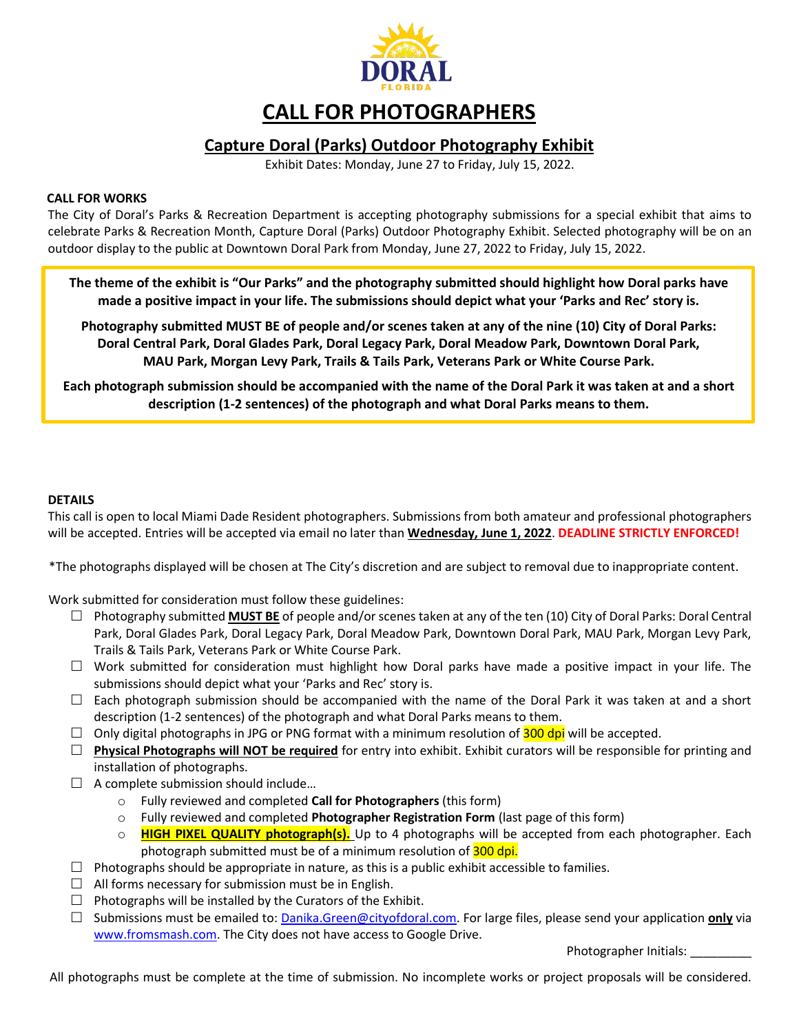# CALL FOR PHOTOGRAPHERS

## Capture Doral (Parks) Outdoor Photography Exhibit

Exhibit Dates: Monday, June 27 to Friday, July 15, 2022.

**CALL FOR WORKS**

The City of Doral's Parks & Recreation Department is accepting photography submissions for a special exhibit that aims to celebrate Parks & Recreation Month, Capture Doral (Parks) Outdoor Photography Exhibit. Selected photography will be on an outdoor display to the public at Downtown Doral Park from Monday, June 27, 2022 to Friday, July 15, 2022.

**The theme of the exhibit is "Our Parks" and the photography submitted should highlight how Doral parks have made a positive impact in your life. The submissions should depict what your 'Parks and Rec' story is.**

**Photography submitted MUST BE of people and/or scenes taken at any of the nine (10) City of Doral Parks: Doral Central Park, Doral Glades Park, Doral Legacy Park, Doral Meadow Park, Downtown Doral Park, MAU Park, Morgan Levy Park, Trails & Tails Park, Veterans Park or White Course Park.**

**Each photograph submission should be accompanied with the name of the Doral Park it was taken at and a short description (1-2 sentences) of the photograph and what Doral Parks means to them.**

**DETAILS**

This call is open to local Miami Dade Resident photographers. Submissions from both amateur and professional photographers will be accepted. Entries will be accepted via email no later than **Wednesday, June 1, 2022**. **DEADLINE STRICTLY ENFORCED!**

*The photographs displayed will be chosen at The City's discretion and are subject to removal due to inappropriate content.

Work submitted for consideration must follow these guidelines:

- ☐ Photography submitted **MUST BE** of people and/or scenes taken at any of the ten (10) City of Doral Parks: Doral Central Park, Doral Glades Park, Doral Legacy Park, Doral Meadow Park, Downtown Doral Park, MAU Park, Morgan Levy Park, Trails & Tails Park, Veterans Park or White Course Park.
- ☐ Work submitted for consideration must highlight how Doral parks have made a positive impact in your life. The submissions should depict what your 'Parks and Rec' story is.
- ☐ Each photograph submission should be accompanied with the name of the Doral Park it was taken at and a short description (1-2 sentences) of the photograph and what Doral Parks means to them.
- ☐ Only digital photographs in JPG or PNG format with a minimum resolution of 300 dpi will be accepted.
- ☐ **Physical Photographs will NOT be required** for entry into exhibit. Exhibit curators will be responsible for printing and installation of photographs.
- ☐ A complete submission should include…
  - Fully reviewed and completed **Call for Photographers** (this form)
  - Fully reviewed and completed **Photographer Registration Form** (last page of this form)
  - **HIGH PIXEL QUALITY photograph(s).** Up to 4 photographs will be accepted from each photographer. Each photograph submitted must be of a minimum resolution of 300 dpi.
- ☐ Photographs should be appropriate in nature, as this is a public exhibit accessible to families.
- ☐ All forms necessary for submission must be in English.
- ☐ Photographs will be installed by the Curators of the Exhibit.
- ☐ Submissions must be emailed to: Danika.Green@cityofdoral.com. For large files, please send your application **only** via www.fromsmash.com. The City does not have access to Google Drive.

Photographer Initials: _________

All photographs must be complete at the time of submission. No incomplete works or project proposals will be considered.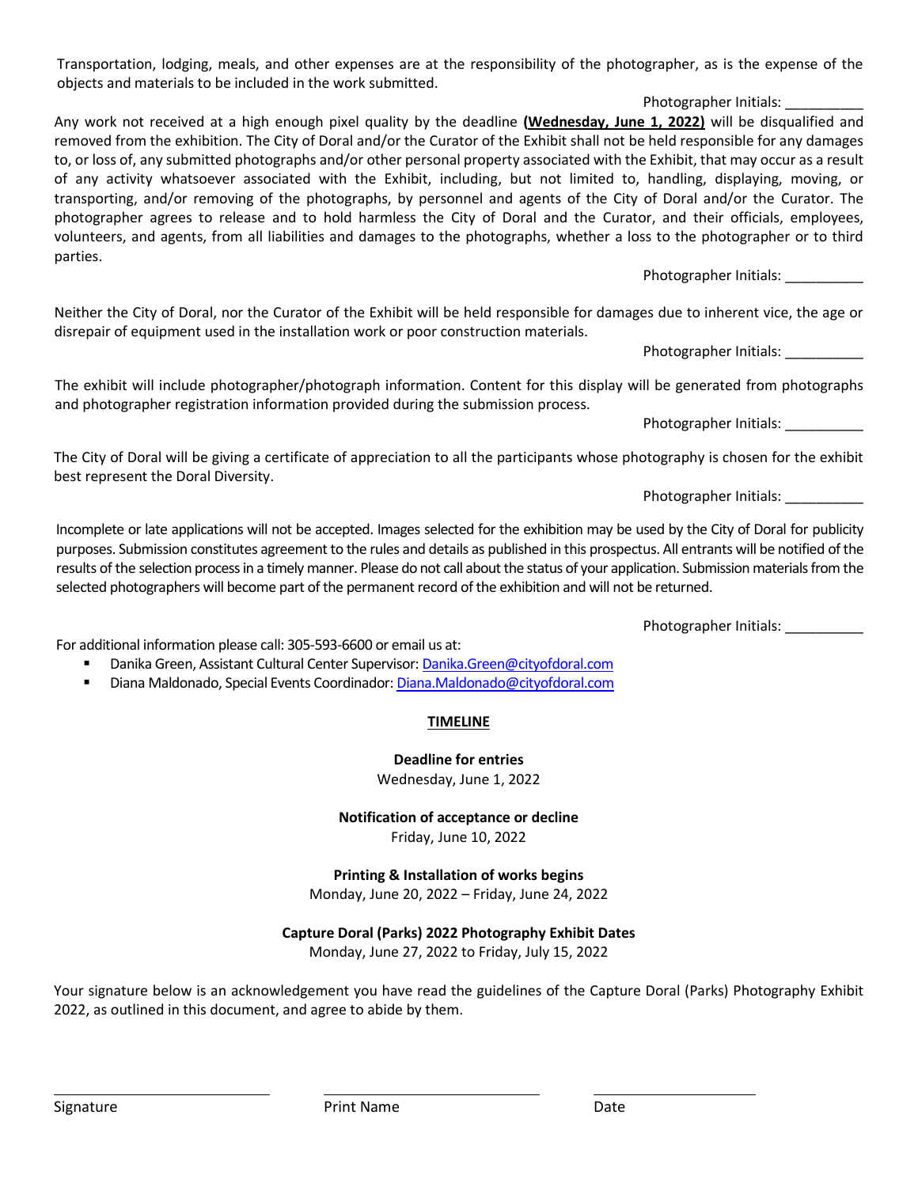Transportation, lodging, meals, and other expenses are at the responsibility of the photographer, as is the expense of the objects and materials to be included in the work submitted.

Photographer Initials: __________

Any work not received at a high enough pixel quality by the deadline **(Wednesday, June 1, 2022)** will be disqualified and removed from the exhibition. The City of Doral and/or the Curator of the Exhibit shall not be held responsible for any damages to, or loss of, any submitted photographs and/or other personal property associated with the Exhibit, that may occur as a result of any activity whatsoever associated with the Exhibit, including, but not limited to, handling, displaying, moving, or transporting, and/or removing of the photographs, by personnel and agents of the City of Doral and/or the Curator. The photographer agrees to release and to hold harmless the City of Doral and the Curator, and their officials, employees, volunteers, and agents, from all liabilities and damages to the photographs, whether a loss to the photographer or to third parties.

Photographer Initials: __________

Neither the City of Doral, nor the Curator of the Exhibit will be held responsible for damages due to inherent vice, the age or disrepair of equipment used in the installation work or poor construction materials.

Photographer Initials: __________

The exhibit will include photographer/photograph information. Content for this display will be generated from photographs and photographer registration information provided during the submission process.

Photographer Initials: __________

The City of Doral will be giving a certificate of appreciation to all the participants whose photography is chosen for the exhibit best represent the Doral Diversity.

Photographer Initials: __________

Incomplete or late applications will not be accepted. Images selected for the exhibition may be used by the City of Doral for publicity purposes. Submission constitutes agreement to the rules and details as published in this prospectus. All entrants will be notified of the results of the selection process in a timely manner. Please do not call about the status of your application. Submission materials from the selected photographers will become part of the permanent record of the exhibition and will not be returned.

Photographer Initials: __________

For additional information please call: 305-593-6600 or email us at:

- Danika Green, Assistant Cultural Center Supervisor: Danika.Green@cityofdoral.com
- Diana Maldonado, Special Events Coordinador: Diana.Maldonado@cityofdoral.com

## TIMELINE

**Deadline for entries**
Wednesday, June 1, 2022

**Notification of acceptance or decline**
Friday, June 10, 2022

**Printing & Installation of works begins**
Monday, June 20, 2022 – Friday, June 24, 2022

**Capture Doral (Parks) 2022 Photography Exhibit Dates**
Monday, June 27, 2022 to Friday, July 15, 2022

Your signature below is an acknowledgement you have read the guidelines of the Capture Doral (Parks) Photography Exhibit 2022, as outlined in this document, and agree to abide by them.

| ____________________ | ____________________ | ____________________ |
|---|---|---|
| Signature | Print Name | Date |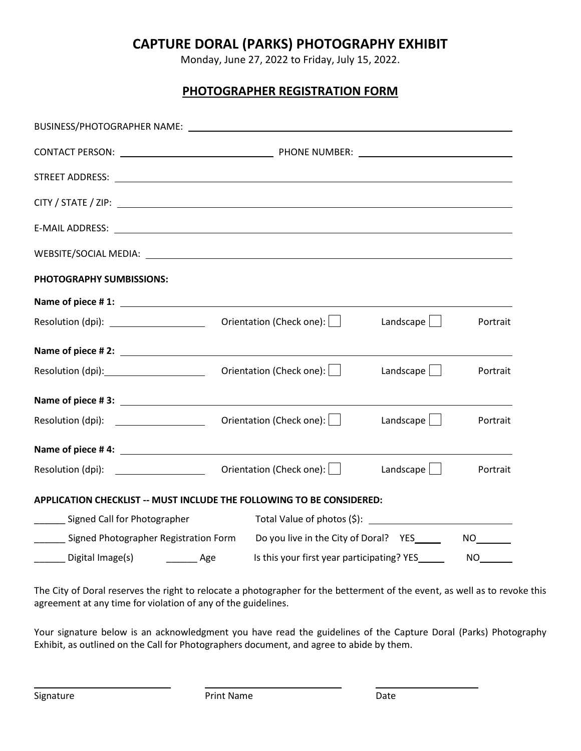# CAPTURE DORAL (PARKS) PHOTOGRAPHY EXHIBIT

Monday, June 27, 2022 to Friday, July 15, 2022.

## PHOTOGRAPHER REGISTRATION FORM

BUSINESS/PHOTOGRAPHER NAME: ______________________________

CONTACT PERSON: ______________________________ PHONE NUMBER: ______________________________

STREET ADDRESS: ______________________________

CITY / STATE / ZIP: ______________________________

E-MAIL ADDRESS: ______________________________

WEBSITE/SOCIAL MEDIA: ______________________________

**PHOTOGRAPHY SUMBISSIONS:**

**Name of piece # 1:** ______________________________

Resolution (dpi): ____________ Orientation (Check one): ☐ Landscape ☐ Portrait

**Name of piece # 2:** ______________________________

Resolution (dpi): ____________ Orientation (Check one): ☐ Landscape ☐ Portrait

**Name of piece # 3:** ______________________________

Resolution (dpi): ____________ Orientation (Check one): ☐ Landscape ☐ Portrait

**Name of piece # 4:** ______________________________

Resolution (dpi): ____________ Orientation (Check one): ☐ Landscape ☐ Portrait

**APPLICATION CHECKLIST -- MUST INCLUDE THE FOLLOWING TO BE CONSIDERED:**

______ Signed Call for Photographer  Total Value of photos ($): ______________________________

______ Signed Photographer Registration Form  Do you live in the City of Doral? YES_____ NO_______

______ Digital Image(s) ______ Age  Is this your first year participating? YES_____ NO______

The City of Doral reserves the right to relocate a photographer for the betterment of the event, as well as to revoke this agreement at any time for violation of any of the guidelines.

Your signature below is an acknowledgment you have read the guidelines of the Capture Doral (Parks) Photography Exhibit, as outlined on the Call for Photographers document, and agree to abide by them.

______________________ ______________________ ______________________

Signature Print Name Date